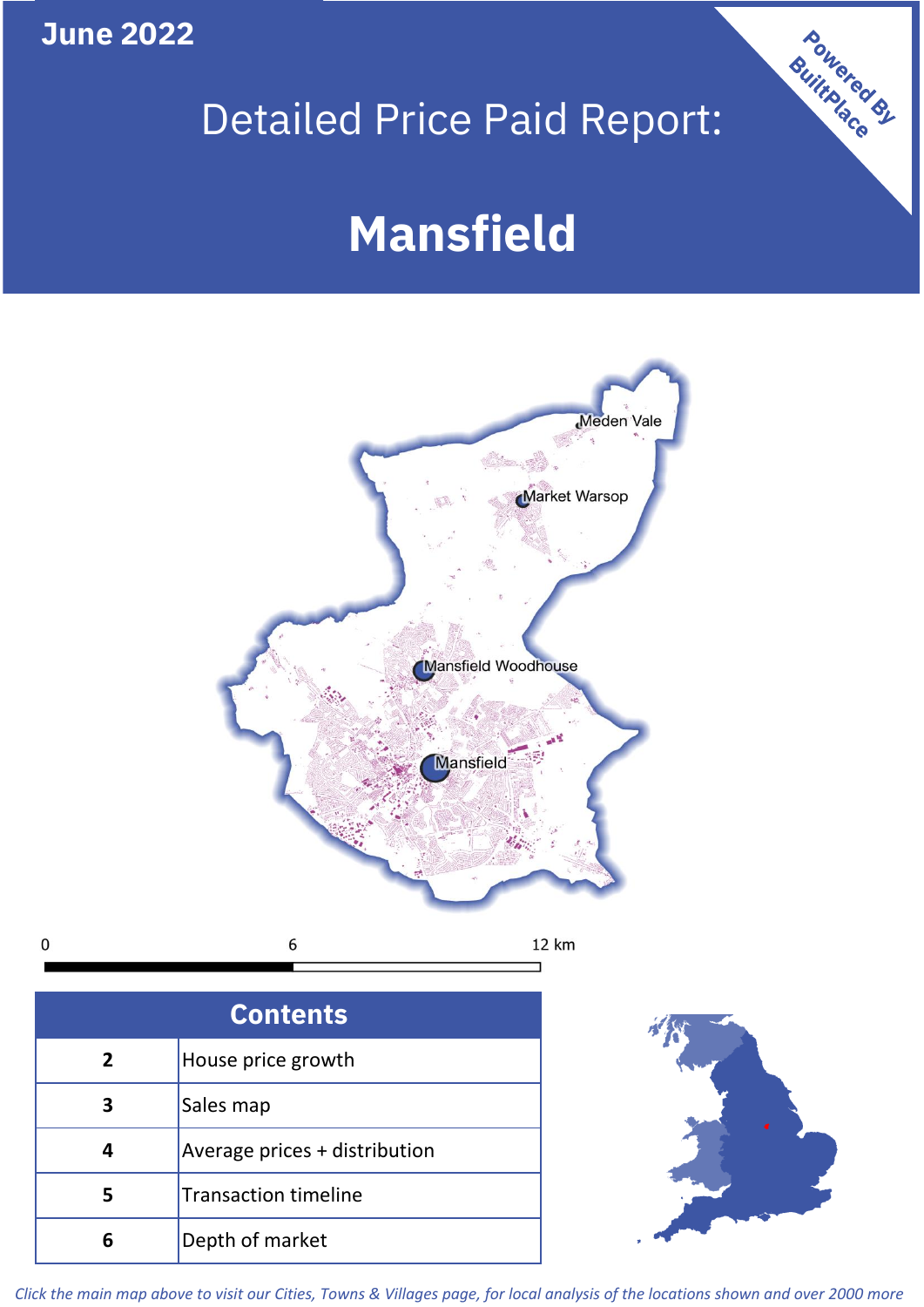**June 2022**

# Detailed Price Paid Report:

# Mansfield

Powered By BuiltPlace

| Contents | |
|---|---|
| 2 | House price growth |
| 3 | Sales map |
| 4 | Average prices + distribution |
| 5 | Transaction timeline |
| 6 | Depth of market |

*Click the main map above to visit our Cities, Towns & Villages page, for local analysis of the locations shown and over 2000 more*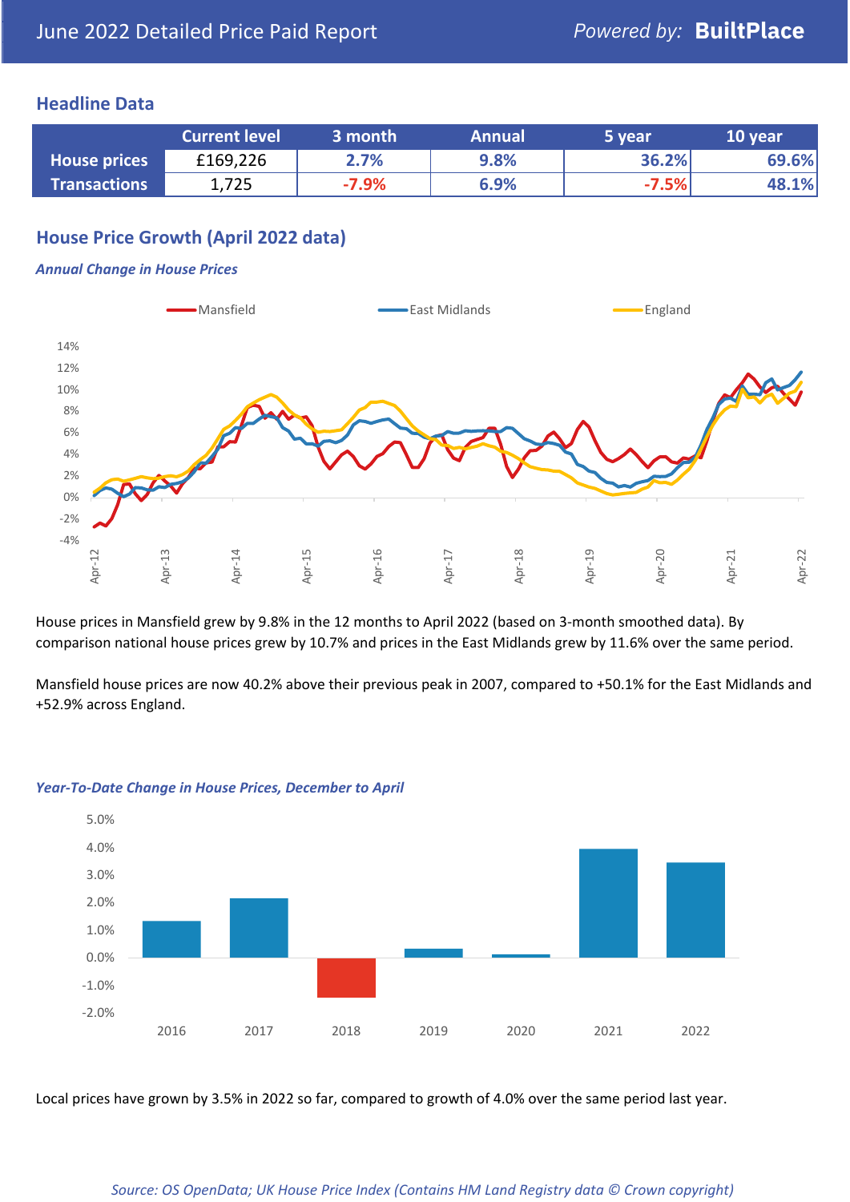# June 2022 Detailed Price Paid Report

*Powered by:* **BuiltPlace**

## Headline Data

| | Current level | 3 month | Annual | 5 year | 10 year |
|---|---|---|---|---|---|
| **House prices** | £169,226 | 2.7% | 9.8% | 36.2% | 69.6% |
| **Transactions** | 1,725 | -7.9% | 6.9% | -7.5% | 48.1% |

## House Price Growth (April 2022 data)

### *Annual Change in House Prices*

House prices in Mansfield grew by 9.8% in the 12 months to April 2022 (based on 3-month smoothed data). By comparison national house prices grew by 10.7% and prices in the East Midlands grew by 11.6% over the same period.

Mansfield house prices are now 40.2% above their previous peak in 2007, compared to +50.1% for the East Midlands and +52.9% across England.

### *Year-To-Date Change in House Prices, December to April*

Local prices have grown by 3.5% in 2022 so far, compared to growth of 4.0% over the same period last year.

*Source: OS OpenData; UK House Price Index (Contains HM Land Registry data © Crown copyright)*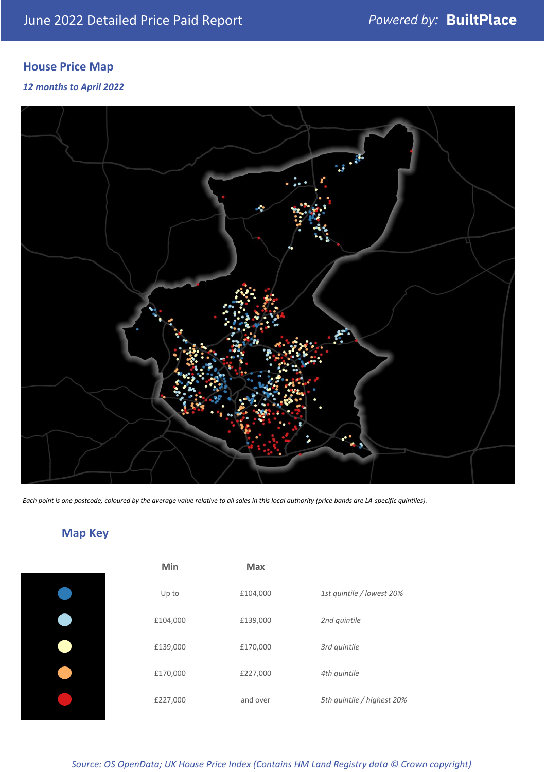## House Price Map

*12 months to April 2022*

*Each point is one postcode, coloured by the average value relative to all sales in this local authority (price bands are LA-specific quintiles).*

## Map Key

| | Min | Max | |
|---|---|---|---|
| 🔵 (dark blue) | Up to | £104,000 | *1st quintile / lowest 20%* |
| (light blue) | £104,000 | £139,000 | *2nd quintile* |
| (pale yellow) | £139,000 | £170,000 | *3rd quintile* |
| (orange) | £170,000 | £227,000 | *4th quintile* |
| 🔴 (red) | £227,000 | and over | *5th quintile / highest 20%* |

*Source: OS OpenData; UK House Price Index (Contains HM Land Registry data © Crown copyright)*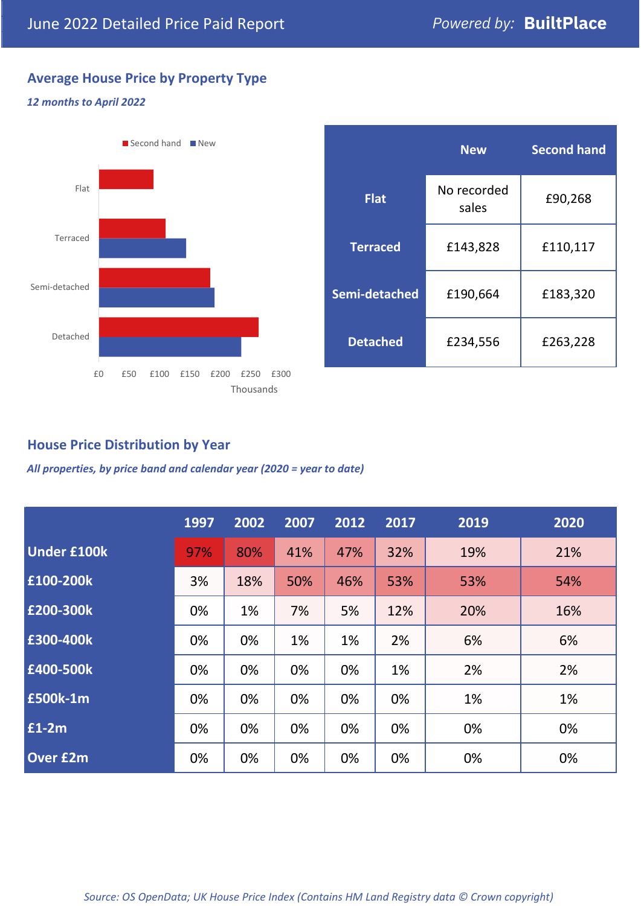June 2022 Detailed Price Paid Report

*Powered by:* **BuiltPlace**

## Average House Price by Property Type

***12 months to April 2022***

| | New | Second hand |
|---|---|---|
| **Flat** | No recorded sales | £90,268 |
| **Terraced** | £143,828 | £110,117 |
| **Semi-detached** | £190,664 | £183,320 |
| **Detached** | £234,556 | £263,228 |

## House Price Distribution by Year

***All properties, by price band and calendar year (2020 = year to date)***

| | 1997 | 2002 | 2007 | 2012 | 2017 | 2019 | 2020 |
|---|---|---|---|---|---|---|---|
| **Under £100k** | 97% | 80% | 41% | 47% | 32% | 19% | 21% |
| **£100-200k** | 3% | 18% | 50% | 46% | 53% | 53% | 54% |
| **£200-300k** | 0% | 1% | 7% | 5% | 12% | 20% | 16% |
| **£300-400k** | 0% | 0% | 1% | 1% | 2% | 6% | 6% |
| **£400-500k** | 0% | 0% | 0% | 0% | 1% | 2% | 2% |
| **£500k-1m** | 0% | 0% | 0% | 0% | 0% | 1% | 1% |
| **£1-2m** | 0% | 0% | 0% | 0% | 0% | 0% | 0% |
| **Over £2m** | 0% | 0% | 0% | 0% | 0% | 0% | 0% |

*Source: OS OpenData; UK House Price Index (Contains HM Land Registry data © Crown copyright)*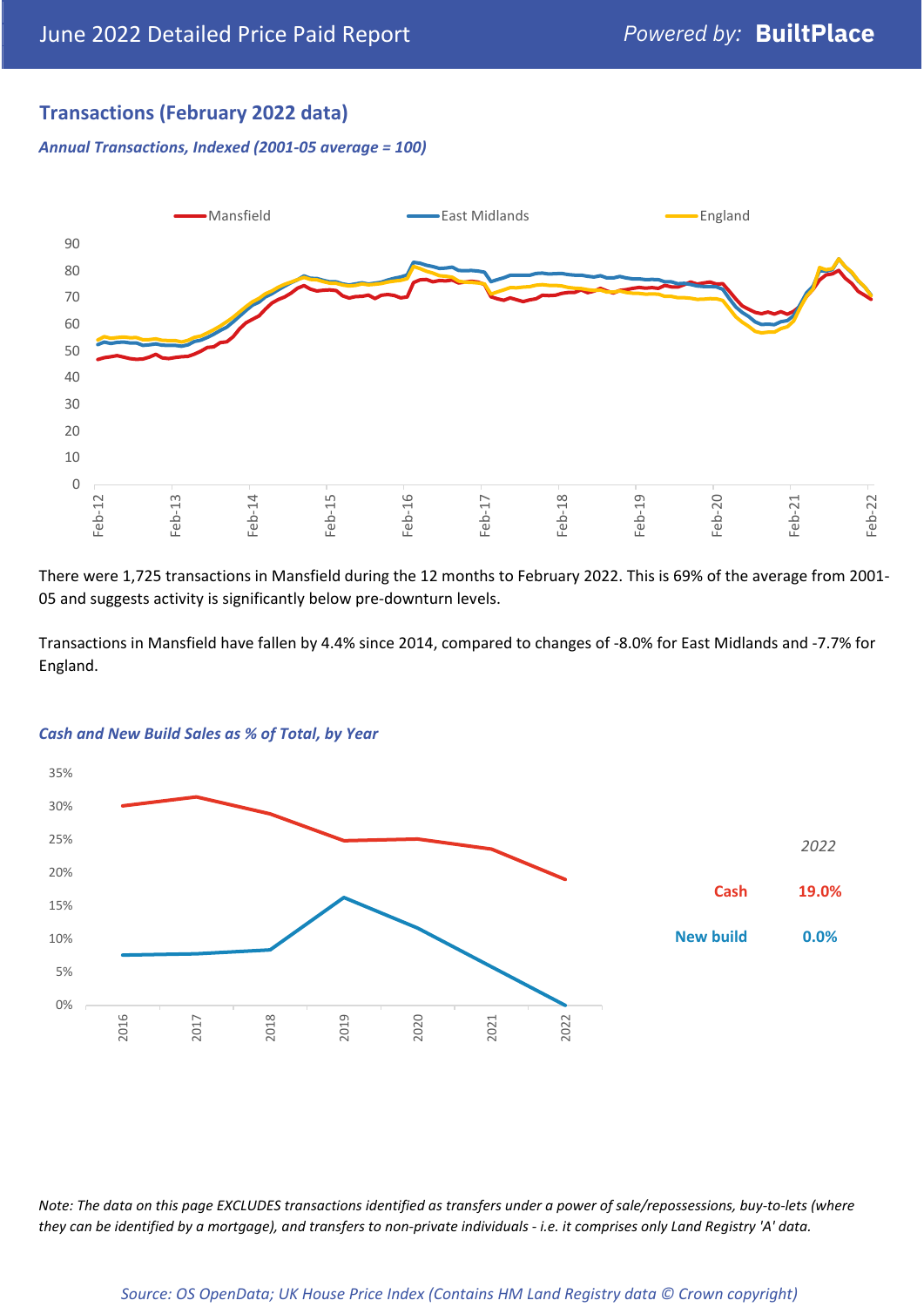## Transactions (February 2022 data)

*Annual Transactions, Indexed (2001-05 average = 100)*

There were 1,725 transactions in Mansfield during the 12 months to February 2022. This is 69% of the average from 2001-05 and suggests activity is significantly below pre-downturn levels.

Transactions in Mansfield have fallen by 4.4% since 2014, compared to changes of -8.0% for East Midlands and -7.7% for England.

*Cash and New Build Sales as % of Total, by Year*

| *2022* | |
|---|---|
| Cash | 19.0% |
| New build | 0.0% |

*Note: The data on this page EXCLUDES transactions identified as transfers under a power of sale/repossessions, buy-to-lets (where they can be identified by a mortgage), and transfers to non-private individuals - i.e. it comprises only Land Registry 'A' data.*

*Source: OS OpenData; UK House Price Index (Contains HM Land Registry data © Crown copyright)*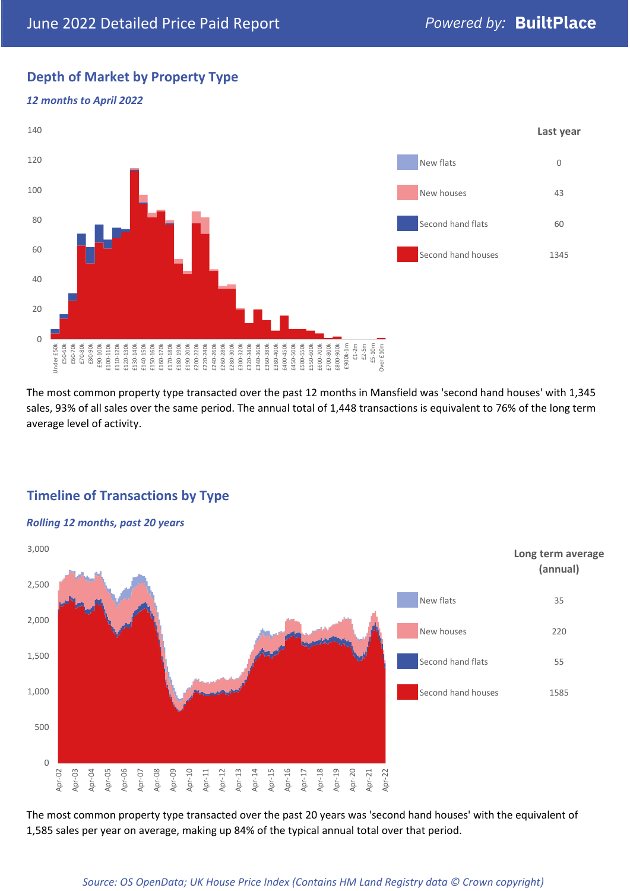June 2022 Detailed Price Paid Report

Powered by: **BuiltPlace**

## Depth of Market by Property Type

*12 months to April 2022*

140
120
100
80
60
40
20
0

Under £50k, £50-60k, £60-70k, £70-80k, £80-90k, £90-100k, £100-110k, £110-120k, £120-130k, £130-140k, £140-150k, £150-160k, £160-170k, £170-180k, £180-190k, £190-200k, £200-220k, £220-240k, £240-260k, £260-280k, £280-300k, £300-320k, £320-340k, £340-360k, £360-380k, £380-400k, £400-450k, £450-500k, £500-550k, £550-600k, £600-700k, £700-800k, £800-900k, £900k-1m, £1-2m, £2-5m, £5-10m, Over £10m

Last year

New flats 0

New houses 43

Second hand flats 60

Second hand houses 1345

The most common property type transacted over the past 12 months in Mansfield was 'second hand houses' with 1,345 sales, 93% of all sales over the same period. The annual total of 1,448 transactions is equivalent to 76% of the long term average level of activity.

## Timeline of Transactions by Type

*Rolling 12 months, past 20 years*

3,000
2,500
2,000
1,500
1,000
500
0

Apr-02, Apr-03, Apr-04, Apr-05, Apr-06, Apr-07, Apr-08, Apr-09, Apr-10, Apr-11, Apr-12, Apr-13, Apr-14, Apr-15, Apr-16, Apr-17, Apr-18, Apr-19, Apr-20, Apr-21, Apr-22

Long term average (annual)

New flats 35

New houses 220

Second hand flats 55

Second hand houses 1585

The most common property type transacted over the past 20 years was 'second hand houses' with the equivalent of 1,585 sales per year on average, making up 84% of the typical annual total over that period.

*Source: OS OpenData; UK House Price Index (Contains HM Land Registry data © Crown copyright)*